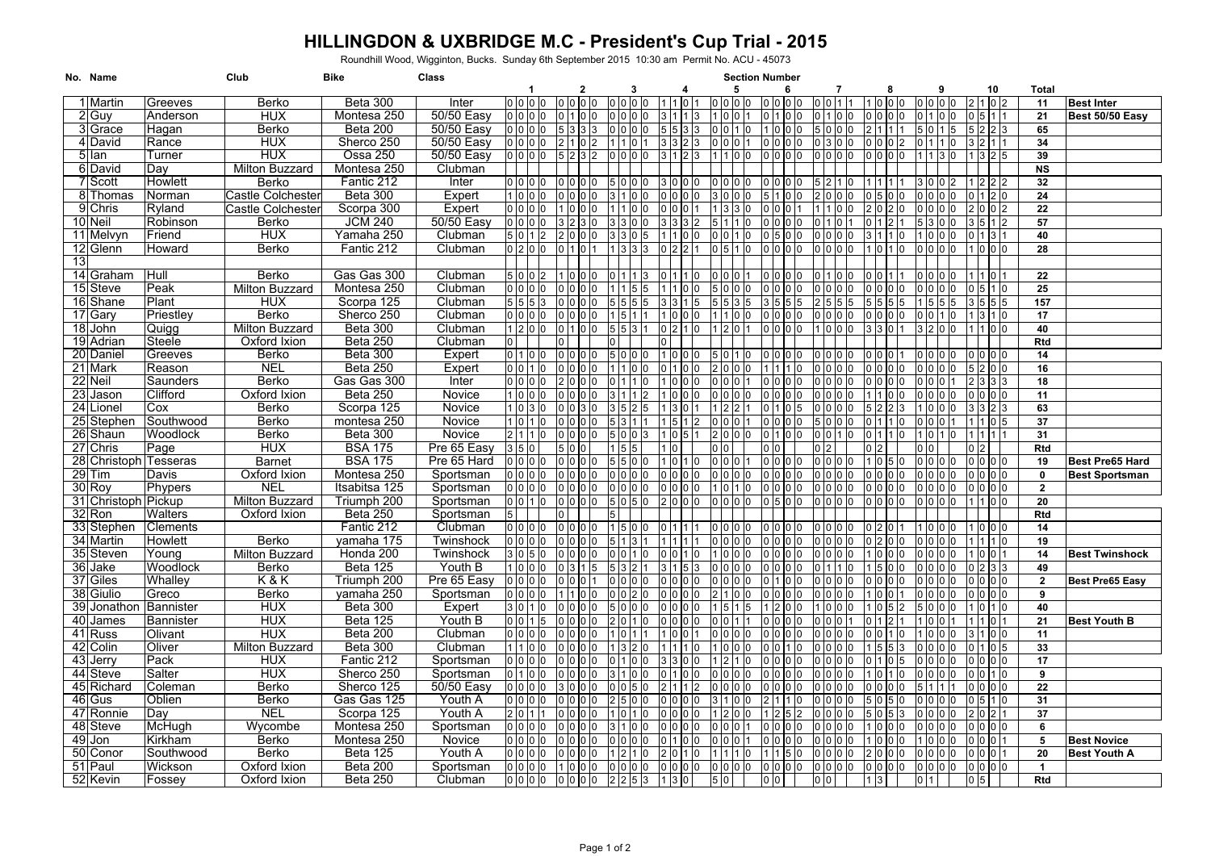# HILLINGDON & UXBRIDGE M.C - President's Cup Trial - 2015

Roundhill Wood, Wigginton, Bucks. Sunday 6th September 2015 10:30 am Permit No. ACU - 45073

| No. | Name | | Club | Bike | Class | 1 | 2 | 3 | 4 | 5 | 6 | 7 | 8 | 9 | 10 | Total | |
|---|---|---|---|---|---|---|---|---|---|---|---|---|---|---|---|---|---|
| 1 | Martin | Greeves | Berko | Beta 300 | Inter | 0 0 0 0 | 0 0 0 0 | 0 0 0 0 | 1 1 0 1 | 0 0 0 0 | 0 0 0 0 | 0 0 1 1 | 1 0 0 0 | 0 0 0 0 | 2 1 0 2 | 11 | Best Inter |
| 2 | Guy | Anderson | HUX | Montesa 250 | 50/50 Easy | 0 0 0 0 | 0 1 0 0 | 0 0 0 0 | 3 1 1 3 | 1 0 0 1 | 0 1 0 0 | 0 1 0 0 | 0 0 0 0 | 0 1 0 0 | 0 5 1 1 | 21 | Best 50/50 Easy |
| 3 | Grace | Hagan | Berko | Beta 200 | 50/50 Easy | 0 0 0 0 | 5 3 3 3 | 0 0 0 0 | 5 5 3 3 | 0 0 1 0 | 1 0 0 0 | 5 0 0 0 | 2 1 1 1 | 5 0 1 5 | 5 2 2 3 | 65 | |
| 4 | David | Rance | HUX | Sherco 250 | 50/50 Easy | 0 0 0 0 | 2 1 0 2 | 1 1 0 1 | 3 3 2 3 | 0 0 0 1 | 0 0 0 0 | 0 3 0 0 | 0 0 0 2 | 0 1 1 0 | 3 2 1 1 | 34 | |
| 5 | Ian | Turner | HUX | Ossa 250 | 50/50 Easy | 0 0 0 0 | 5 2 3 2 | 0 0 0 0 | 3 1 2 3 | 1 1 0 0 | 0 0 0 0 | 0 0 0 0 | 0 0 0 0 | 1 1 3 0 | 1 3 2 5 | 39 | |
| 6 | David | Day | Milton Buzzard | Montesa 250 | Clubman | | | | | | | | | | | NS | |
| 7 | Scott | Howlett | Berko | Fantic 212 | Inter | 0 0 0 0 | 0 0 0 0 | 5 0 0 0 | 3 0 0 0 | 0 0 0 0 | 0 0 0 0 | 5 2 1 0 | 1 1 1 1 | 3 0 0 2 | 1 2 2 2 | 32 | |
| 8 | Thomas | Norman | Castle Colchester | Beta 300 | Expert | 1 0 0 0 | 0 0 0 0 | 3 1 0 0 | 0 0 0 0 | 3 0 0 0 | 5 1 0 0 | 2 0 0 0 | 0 5 0 0 | 0 0 0 0 | 0 1 2 0 | 24 | |
| 9 | Chris | Ryland | Castle Colchester | Scorpa 300 | Expert | 0 0 0 0 | 1 0 0 0 | 1 1 0 0 | 0 0 0 1 | 1 3 3 0 | 0 0 0 1 | 1 1 0 0 | 2 0 2 0 | 0 0 0 0 | 2 0 0 2 | 22 | |
| 10 | Neil | Robinson | Berko | JCM 240 | 50/50 Easy | 0 0 0 0 | 3 2 3 0 | 3 3 0 0 | 3 3 3 2 | 5 1 1 0 | 0 0 0 0 | 0 1 0 1 | 0 1 2 1 | 5 3 0 0 | 3 5 1 2 | 57 | |
| 11 | Melvyn | Friend | HUX | Yamaha 250 | Clubman | 5 0 1 2 | 2 0 0 0 | 3 3 0 5 | 1 1 0 0 | 0 0 1 0 | 0 5 0 0 | 0 0 0 0 | 3 1 1 0 | 1 0 0 0 | 0 1 3 1 | 40 | |
| 12 | Glenn | Howard | Berko | Fantic 212 | Clubman | 0 2 0 0 | 0 1 0 1 | 1 3 3 3 | 0 2 2 1 | 0 5 1 0 | 0 0 0 0 | 0 0 0 0 | 1 0 1 0 | 0 0 0 0 | 1 0 0 0 | 28 | |
| 13 | | | | | | | | | | | | | | | | | |
| 14 | Graham | Hull | Berko | Gas Gas 300 | Clubman | 5 0 0 2 | 1 0 0 0 | 0 1 1 3 | 0 1 1 0 | 0 0 0 1 | 0 0 0 0 | 0 1 0 0 | 0 0 1 1 | 0 0 0 0 | 1 1 0 1 | 22 | |
| 15 | Steve | Peak | Milton Buzzard | Montesa 250 | Clubman | 0 0 0 0 | 0 0 0 0 | 1 1 5 5 | 1 1 0 0 | 5 0 0 0 | 0 0 0 0 | 0 0 0 0 | 0 0 0 0 | 0 0 0 0 | 0 5 1 0 | 25 | |
| 16 | Shane | Plant | HUX | Scorpa 125 | Clubman | 5 5 5 3 | 0 0 0 0 | 5 5 5 5 | 3 3 1 5 | 5 5 3 5 | 3 5 5 5 | 2 5 5 5 | 5 5 5 5 | 1 5 5 5 | 3 5 5 5 | 157 | |
| 17 | Gary | Priestley | Berko | Sherco 250 | Clubman | 0 0 0 0 | 0 0 0 0 | 1 5 1 1 | 1 0 0 0 | 1 1 0 0 | 0 0 0 0 | 0 0 0 0 | 0 0 0 0 | 0 0 1 0 | 1 3 1 0 | 17 | |
| 18 | John | Quigg | Milton Buzzard | Beta 300 | Clubman | 1 2 0 0 | 0 1 0 0 | 5 5 3 1 | 0 2 1 0 | 1 2 0 1 | 0 0 0 0 | 1 0 0 0 | 3 3 0 1 | 3 2 0 0 | 1 1 0 0 | 40 | |
| 19 | Adrian | Steele | Oxford Ixion | Beta 250 | Clubman | 0 | 0 | 0 | 0 | | | | | | | Rtd | |
| 20 | Daniel | Greeves | Berko | Beta 300 | Expert | 0 1 0 0 | 0 0 0 0 | 5 0 0 0 | 1 0 0 0 | 5 0 1 0 | 0 0 0 0 | 0 0 0 0 | 0 0 0 1 | 0 0 0 0 | 0 0 0 0 | 14 | |
| 21 | Mark | Reason | NEL | Beta 250 | Expert | 0 0 1 0 | 0 0 0 0 | 1 1 0 0 | 0 1 0 0 | 2 0 0 0 | 1 1 1 0 | 0 0 0 0 | 0 0 0 0 | 0 0 0 0 | 5 2 0 0 | 16 | |
| 22 | Neil | Saunders | Berko | Gas Gas 300 | Inter | 0 0 0 0 | 2 0 0 0 | 0 1 1 0 | 1 0 0 0 | 0 0 0 1 | 0 0 0 0 | 0 0 0 0 | 0 0 0 0 | 0 0 0 1 | 2 3 3 3 | 18 | |
| 23 | Jason | Clifford | Oxford Ixion | Beta 250 | Novice | 1 0 0 0 | 0 0 0 0 | 3 1 1 2 | 1 0 0 0 | 0 0 0 0 | 0 0 0 0 | 0 0 0 0 | 1 1 0 0 | 0 0 0 0 | 0 0 0 0 | 11 | |
| 24 | Lionel | Cox | Berko | Scorpa 125 | Novice | 1 0 3 0 | 0 0 3 0 | 3 5 2 5 | 1 3 0 1 | 1 2 2 1 | 0 1 0 5 | 0 0 0 0 | 5 2 2 3 | 1 0 0 0 | 3 3 2 3 | 63 | |
| 25 | Stephen | Southwood | Berko | montesa 250 | Novice | 1 0 1 0 | 0 0 0 0 | 5 3 1 1 | 1 5 1 2 | 0 0 0 1 | 0 0 0 0 | 5 0 0 0 | 0 1 1 0 | 0 0 0 1 | 1 1 0 5 | 37 | |
| 26 | Shaun | Woodlock | Berko | Beta 300 | Novice | 2 1 1 0 | 0 0 0 0 | 5 0 0 3 | 1 0 5 1 | 2 0 0 0 | 0 1 0 0 | 0 0 1 0 | 0 1 1 0 | 1 0 1 0 | 1 1 1 1 | 31 | |
| 27 | Chris | Page | HUX | BSA 175 | Pre 65 Easy | 3 5 0 | 5 0 0 | 1 5 5 | 1 0 | 0 0 | 0 0 | 0 2 | 0 2 | 0 0 | 0 2 | Rtd | |
| 28 | Christoph | Tesseras | Barnet | BSA 175 | Pre 65 Hard | 0 0 0 0 | 0 0 0 0 | 5 5 0 0 | 1 0 1 0 | 0 0 0 1 | 0 0 0 0 | 0 0 0 0 | 1 0 5 0 | 0 0 0 0 | 0 0 0 0 | 19 | Best Pre65 Hard |
| 29 | Tim | Davis | Oxford Ixion | Montesa 250 | Sportsman | 0 0 0 0 | 0 0 0 0 | 0 0 0 0 | 0 0 0 0 | 0 0 0 0 | 0 0 0 0 | 0 0 0 0 | 0 0 0 0 | 0 0 0 0 | 0 0 0 0 | 0 | Best Sportsman |
| 30 | Roy | Phypers | NEL | Itsabitsa 125 | Sportsman | 0 0 0 0 | 0 0 0 0 | 0 0 0 0 | 0 0 0 0 | 1 0 1 0 | 0 0 0 0 | 0 0 0 0 | 0 0 0 0 | 0 0 0 0 | 0 0 0 0 | 2 | |
| 31 | Christoph | Pickup | Milton Buzzard | Triumph 200 | Sportsman | 0 0 1 0 | 0 0 0 0 | 5 0 5 0 | 2 0 0 0 | 0 0 0 0 | 0 5 0 0 | 0 0 0 0 | 0 0 0 0 | 0 0 0 0 | 1 1 0 0 | 20 | |
| 32 | Ron | Walters | Oxford Ixion | Beta 250 | Sportsman | 5 | 0 | 5 | | | | | | | | Rtd | |
| 33 | Stephen | Clements | | Fantic 212 | Clubman | 0 0 0 0 | 0 0 0 0 | 1 5 0 0 | 0 1 1 1 | 0 0 0 0 | 0 0 0 0 | 0 0 0 0 | 0 2 0 1 | 1 0 0 0 | 1 0 0 0 | 14 | |
| 34 | Martin | Howlett | Berko | yamaha 175 | Twinshock | 0 0 0 0 | 0 0 0 0 | 5 1 3 1 | 1 1 1 1 | 0 0 0 0 | 0 0 0 0 | 0 0 0 0 | 0 2 0 0 | 0 0 0 0 | 1 1 1 0 | 19 | |
| 35 | Steven | Young | Milton Buzzard | Honda 200 | Twinshock | 3 0 5 0 | 0 0 0 0 | 0 0 1 0 | 0 0 1 0 | 1 0 0 0 | 0 0 0 0 | 0 0 0 0 | 1 0 0 0 | 0 0 0 0 | 1 0 0 1 | 14 | Best Twinshock |
| 36 | Jake | Woodlock | Berko | Beta 125 | Youth B | 1 0 0 0 | 0 3 1 5 | 5 3 2 1 | 3 1 5 3 | 0 0 0 0 | 0 0 0 0 | 0 1 1 0 | 1 5 0 0 | 0 0 0 0 | 0 2 3 3 | 49 | |
| 37 | Giles | Whalley | K & K | Triumph 200 | Pre 65 Easy | 0 0 0 0 | 0 0 0 1 | 0 0 0 0 | 0 0 0 0 | 0 0 0 0 | 0 1 0 0 | 0 0 0 0 | 0 0 0 0 | 0 0 0 0 | 0 0 0 0 | 2 | Best Pre65 Easy |
| 38 | Giulio | Greco | Berko | yamaha 250 | Sportsman | 0 0 0 0 | 1 1 0 0 | 0 0 2 0 | 0 0 0 0 | 2 1 0 0 | 0 0 0 0 | 0 0 0 0 | 1 0 0 1 | 0 0 0 0 | 0 0 0 0 | 9 | |
| 39 | Jonathon | Bannister | HUX | Beta 300 | Expert | 3 0 1 0 | 0 0 0 0 | 5 0 0 0 | 0 0 0 0 | 1 5 1 5 | 1 2 0 0 | 1 0 0 0 | 1 0 5 2 | 5 0 0 0 | 1 0 1 0 | 40 | |
| 40 | James | Bannister | HUX | Beta 125 | Youth B | 0 0 1 5 | 0 0 0 0 | 2 0 1 0 | 0 0 0 0 | 0 0 1 1 | 0 0 0 0 | 0 0 0 1 | 0 1 2 1 | 1 0 0 1 | 1 1 0 1 | 21 | Best Youth B |
| 41 | Russ | Olivant | HUX | Beta 200 | Clubman | 0 0 0 0 | 0 0 0 0 | 1 0 1 1 | 1 0 0 1 | 0 0 0 0 | 0 0 0 0 | 0 0 0 0 | 0 0 1 0 | 1 0 0 0 | 3 1 0 0 | 11 | |
| 42 | Colin | Oliver | Milton Buzzard | Beta 300 | Clubman | 1 1 0 0 | 0 0 0 0 | 1 3 2 0 | 1 1 1 0 | 1 0 0 0 | 0 0 1 0 | 0 0 0 0 | 1 5 5 3 | 0 0 0 0 | 0 1 0 5 | 33 | |
| 43 | Jerry | Pack | HUX | Fantic 212 | Sportsman | 0 0 0 0 | 0 0 0 0 | 0 1 0 0 | 3 3 0 0 | 1 2 1 0 | 0 0 0 0 | 0 0 0 0 | 0 1 0 5 | 0 0 0 0 | 0 0 0 0 | 17 | |
| 44 | Steve | Salter | HUX | Sherco 250 | Sportsman | 0 1 0 0 | 0 0 0 0 | 3 1 0 0 | 0 1 0 0 | 0 0 0 0 | 0 0 0 0 | 0 0 0 0 | 1 0 1 0 | 0 0 0 0 | 0 0 1 0 | 9 | |
| 45 | Richard | Coleman | Berko | Sherco 125 | 50/50 Easy | 0 0 0 0 | 3 0 0 0 | 0 0 5 0 | 2 1 1 2 | 0 0 0 0 | 0 0 0 0 | 0 0 0 0 | 0 0 0 0 | 5 1 1 1 | 0 0 0 0 | 22 | |
| 46 | Gus | Oblien | Berko | Gas Gas 125 | Youth A | 0 0 0 0 | 0 0 0 0 | 2 5 0 0 | 0 0 0 0 | 3 1 0 0 | 2 1 1 0 | 0 0 0 0 | 5 0 5 0 | 0 0 0 0 | 0 5 1 0 | 31 | |
| 47 | Ronnie | Day | NEL | Scorpa 125 | Youth A | 2 0 1 1 | 0 0 0 0 | 1 0 1 0 | 0 0 0 0 | 1 2 0 0 | 1 2 5 2 | 0 0 0 0 | 5 0 5 3 | 0 0 0 0 | 2 0 2 1 | 37 | |
| 48 | Steve | McHugh | Wycombe | Montesa 250 | Sportsman | 0 0 0 0 | 0 0 0 0 | 3 1 0 0 | 0 0 0 0 | 0 0 0 1 | 0 0 0 0 | 0 0 0 0 | 1 0 0 0 | 0 0 0 0 | 0 0 0 0 | 6 | |
| 49 | Jon | Kirkham | Berko | Montesa 250 | Novice | 0 0 0 0 | 0 0 0 0 | 0 0 0 0 | 0 1 0 0 | 0 0 0 1 | 0 0 0 0 | 0 0 0 0 | 1 0 0 0 | 1 0 0 0 | 0 0 0 1 | 5 | Best Novice |
| 50 | Conor | Southwood | Berko | Beta 125 | Youth A | 0 0 0 0 | 0 0 0 0 | 1 2 1 0 | 2 0 1 0 | 1 1 1 0 | 1 1 5 0 | 0 0 0 0 | 2 0 0 0 | 0 0 0 0 | 0 0 0 1 | 20 | Best Youth A |
| 51 | Paul | Wickson | Oxford Ixion | Beta 200 | Sportsman | 0 0 0 0 | 1 0 0 0 | 0 0 0 0 | 0 0 0 0 | 0 0 0 0 | 0 0 0 0 | 0 0 0 0 | 0 0 0 0 | 0 0 0 0 | 0 0 0 0 | 1 | |
| 52 | Kevin | Fossey | Oxford Ixion | Beta 250 | Clubman | 0 0 0 0 | 0 0 0 0 | 2 2 5 3 | 1 3 0 | 5 0 | 0 0 | 0 0 | 1 3 | 0 1 | 0 5 | Rtd | |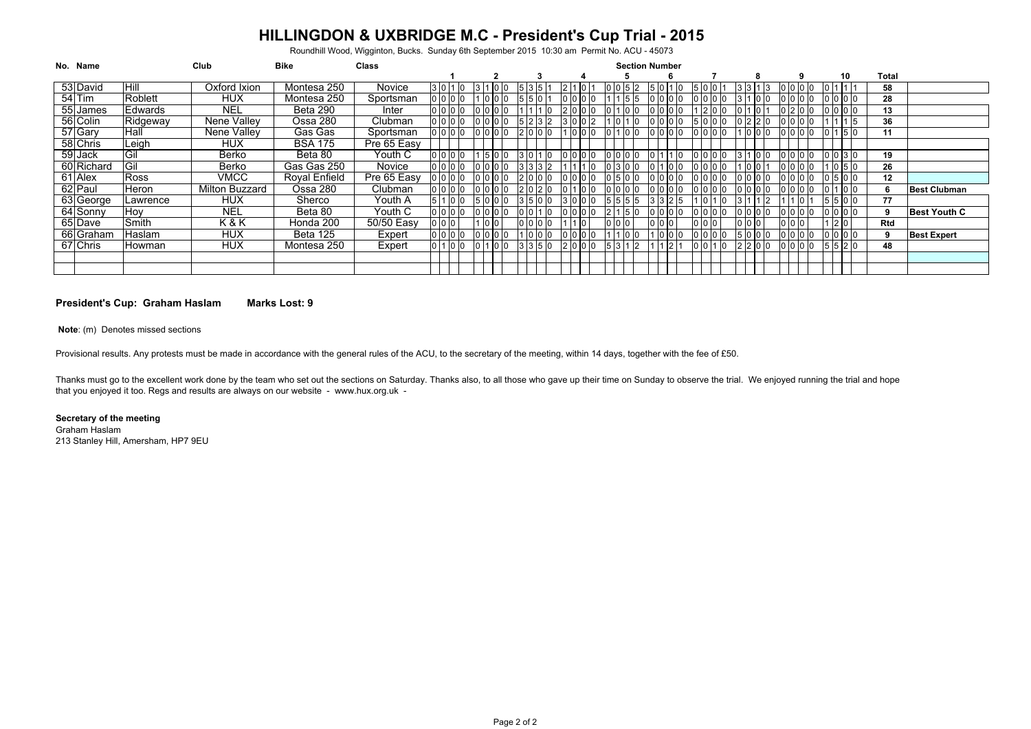# HILLINGDON & UXBRIDGE M.C - President's Cup Trial - 2015

Roundhill Wood, Wigginton, Bucks. Sunday 6th September 2015 10:30 am Permit No. ACU - 45073

| No. | Name | | Club | Bike | Class | Section 1 | Section 2 | Section 3 | Section 4 | Section 5 | Section 6 | Section 7 | Section 8 | Section 9 | Section 10 | Total | |
|---|---|---|---|---|---|---|---|---|---|---|---|---|---|---|---|---|---|
| 53 | David | Hill | Oxford Ixion | Montesa 250 | Novice | 3 0 1 0 | 3 1 0 0 | 5 3 5 1 | 2 1 0 1 | 0 0 5 2 | 5 0 1 0 | 5 0 0 1 | 3 3 1 3 | 0 0 0 0 | 0 1 1 1 | 58 | |
| 54 | Tim | Roblett | HUX | Montesa 250 | Sportsman | 0 0 0 0 | 1 0 0 0 | 5 5 0 1 | 0 0 0 0 | 1 1 5 5 | 0 0 0 0 | 0 0 0 0 | 3 1 0 0 | 0 0 0 0 | 0 0 0 0 | 28 | |
| 55 | James | Edwards | NEL | Beta 290 | Inter | 0 0 0 0 | 0 0 0 0 | 1 1 1 0 | 2 0 0 0 | 0 1 0 0 | 0 0 0 0 | 1 2 0 0 | 0 1 0 1 | 0 2 0 0 | 0 0 0 0 | 13 | |
| 56 | Colin | Ridgeway | Nene Valley | Ossa 280 | Clubman | 0 0 0 0 | 0 0 0 0 | 5 2 3 2 | 3 0 0 2 | 1 0 1 0 | 0 0 0 0 | 5 0 0 0 | 0 2 2 0 | 0 0 0 0 | 1 1 1 5 | 36 | |
| 57 | Gary | Hall | Nene Valley | Gas Gas | Sportsman | 0 0 0 0 | 0 0 0 0 | 2 0 0 0 | 1 0 0 0 | 0 1 0 0 | 0 0 0 0 | 0 0 0 0 | 1 0 0 0 | 0 0 0 0 | 0 1 5 0 | 11 | |
| 58 | Chris | Leigh | HUX | BSA 175 | Pre 65 Easy | | | | | | | | | | | | |
| 59 | Jack | Gil | Berko | Beta 80 | Youth C | 0 0 0 0 | 1 5 0 0 | 3 0 1 0 | 0 0 0 0 | 0 0 0 0 | 0 1 1 0 | 0 0 0 0 | 3 1 0 0 | 0 0 0 0 | 0 0 3 0 | 19 | |
| 60 | Richard | Gil | Berko | Gas Gas 250 | Novice | 0 0 0 0 | 0 0 0 0 | 3 3 3 2 | 1 1 1 0 | 0 3 0 0 | 0 1 0 0 | 0 0 0 0 | 1 0 0 1 | 0 0 0 0 | 1 0 5 0 | 26 | |
| 61 | Alex | Ross | VMCC | Royal Enfield | Pre 65 Easy | 0 0 0 0 | 0 0 0 0 | 2 0 0 0 | 0 0 0 0 | 0 5 0 0 | 0 0 0 0 | 0 0 0 0 | 0 0 0 0 | 0 0 0 0 | 0 5 0 0 | 12 | |
| 62 | Paul | Heron | Milton Buzzard | Ossa 280 | Clubman | 0 0 0 0 | 0 0 0 0 | 2 0 2 0 | 0 1 0 0 | 0 0 0 0 | 0 0 0 0 | 0 0 0 0 | 0 0 0 0 | 0 0 0 0 | 0 1 0 0 | 6 | **Best Clubman** |
| 63 | George | Lawrence | HUX | Sherco | Youth A | 5 1 0 0 | 5 0 0 0 | 3 5 0 0 | 3 0 0 0 | 5 5 5 5 | 3 3 2 5 | 1 0 1 0 | 3 1 1 2 | 1 1 0 1 | 5 5 0 0 | 77 | |
| 64 | Sonny | Hoy | NEL | Beta 80 | Youth C | 0 0 0 0 | 0 0 0 0 | 0 0 1 0 | 0 0 0 0 | 2 1 5 0 | 0 0 0 0 | 0 0 0 0 | 0 0 0 0 | 0 0 0 0 | 0 0 0 0 | 9 | **Best Youth C** |
| 65 | Dave | Smith | K & K | Honda 200 | 50/50 Easy | 0 0 0 | 1 0 0 | 0 0 0 0 | 1 1 0 | 0 0 0 | 0 0 0 | 0 0 0 | 0 0 0 | 0 0 0 | 1 2 0 | Rtd | |
| 66 | Graham | Haslam | HUX | Beta 125 | Expert | 0 0 0 0 | 0 0 0 0 | 1 0 0 0 | 0 0 0 0 | 1 1 0 0 | 1 0 0 0 | 0 0 0 0 | 5 0 0 0 | 0 0 0 0 | 0 0 0 0 | 9 | **Best Expert** |
| 67 | Chris | Howman | HUX | Montesa 250 | Expert | 0 1 0 0 | 0 1 0 0 | 3 3 5 0 | 2 0 0 0 | 5 3 1 2 | 1 1 2 1 | 0 0 1 0 | 2 2 0 0 | 0 0 0 0 | 5 5 2 0 | 48 | |

**President's Cup: Graham Haslam Marks Lost: 9**

**Note**: (m) Denotes missed sections

Provisional results. Any protests must be made in accordance with the general rules of the ACU, to the secretary of the meeting, within 14 days, together with the fee of £50.

Thanks must go to the excellent work done by the team who set out the sections on Saturday. Thanks also, to all those who gave up their time on Sunday to observe the trial. We enjoyed running the trial and hope that you enjoyed it too. Regs and results are always on our website - www.hux.org.uk -

**Secretary of the meeting**
Graham Haslam
213 Stanley Hill, Amersham, HP7 9EU